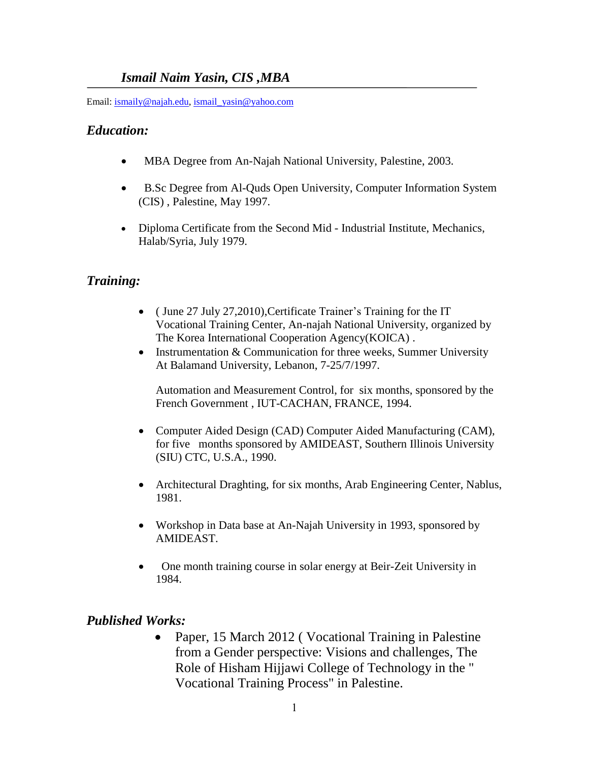# *Ismail Naim Yasin, CIS ,MBA*

Email: ismaily@najah.edu, ismail_yasin@yahoo.com

## *Education:*

- MBA Degree from An-Najah National University, Palestine, 2003.
- B.Sc Degree from Al-Quds Open University, Computer Information System (CIS) , Palestine, May 1997.
- Diploma Certificate from the Second Mid - Industrial Institute, Mechanics, Halab/Syria, July 1979.

## *Training:*

- ( June 27 July 27,2010),Certificate Trainer's Training for the IT Vocational Training Center, An-najah National University, organized by The Korea International Cooperation Agency(KOICA) .
- Instrumentation & Communication for three weeks, Summer University At Balamand University, Lebanon, 7-25/7/1997.

  Automation and Measurement Control, for six months, sponsored by the French Government , IUT-CACHAN, FRANCE, 1994.

- Computer Aided Design (CAD) Computer Aided Manufacturing (CAM), for five months sponsored by AMIDEAST, Southern Illinois University (SIU) CTC, U.S.A., 1990.
- Architectural Draghting, for six months, Arab Engineering Center, Nablus, 1981.
- Workshop in Data base at An-Najah University in 1993, sponsored by AMIDEAST.
- One month training course in solar energy at Beir-Zeit University in 1984.

## *Published Works:*

- Paper, 15 March 2012 ( Vocational Training in Palestine from a Gender perspective: Visions and challenges, The Role of Hisham Hijjawi College of Technology in the " Vocational Training Process" in Palestine.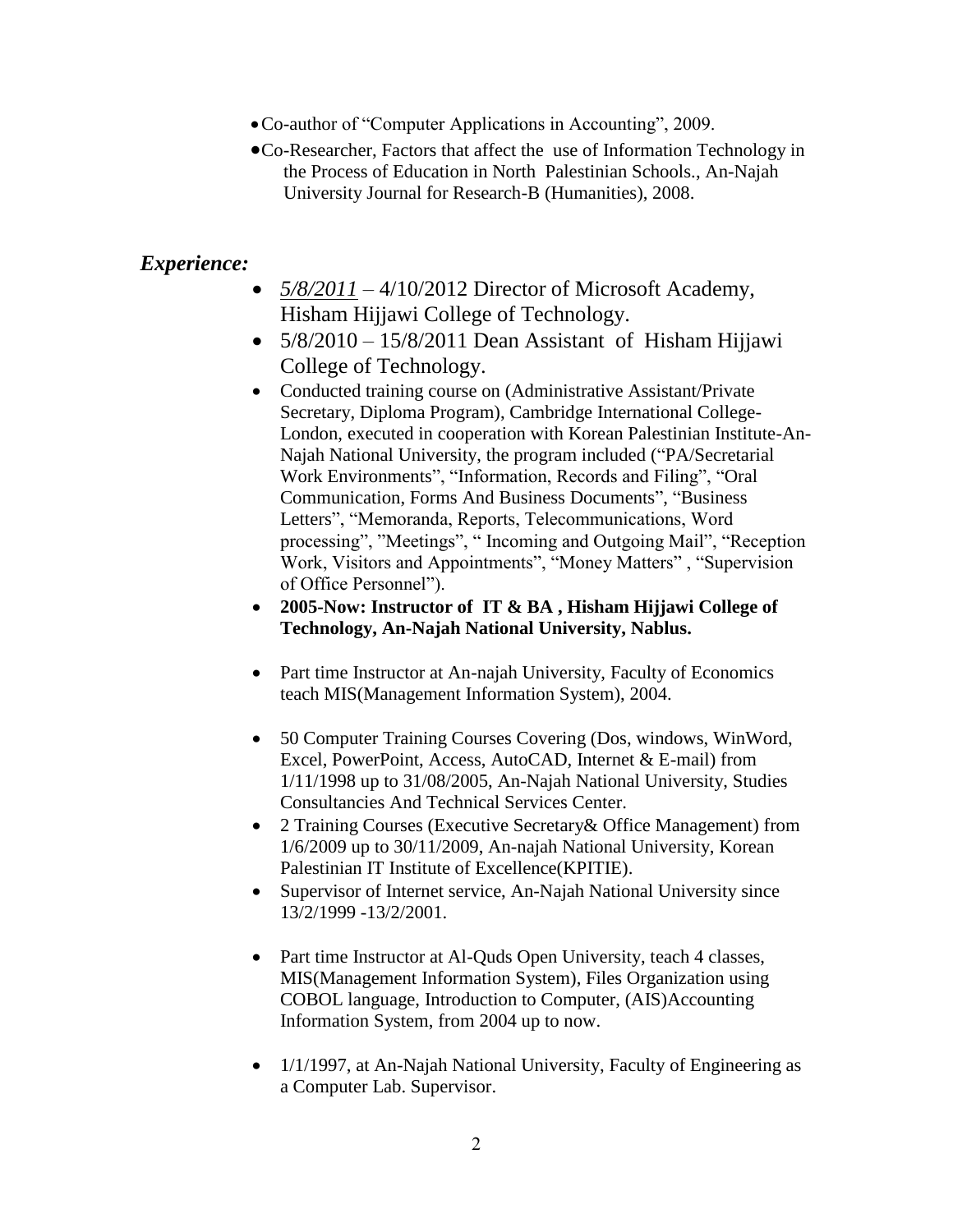- Co-author of "Computer Applications in Accounting", 2009.
- Co-Researcher, Factors that affect the use of Information Technology in the Process of Education in North Palestinian Schools., An-Najah University Journal for Research-B (Humanities), 2008.

## *Experience:*

- *5/8/2011* – 4/10/2012 Director of Microsoft Academy, Hisham Hijjawi College of Technology.
- 5/8/2010 – 15/8/2011 Dean Assistant of Hisham Hijjawi College of Technology.
- Conducted training course on (Administrative Assistant/Private Secretary, Diploma Program), Cambridge International College-London, executed in cooperation with Korean Palestinian Institute-An-Najah National University, the program included ("PA/Secretarial Work Environments", "Information, Records and Filing", "Oral Communication, Forms And Business Documents", "Business Letters", "Memoranda, Reports, Telecommunications, Word processing", "Meetings", " Incoming and Outgoing Mail", "Reception Work, Visitors and Appointments", "Money Matters" , "Supervision of Office Personnel").
- **2005-Now: Instructor of IT & BA , Hisham Hijjawi College of Technology, An-Najah National University, Nablus.**
- Part time Instructor at An-najah University, Faculty of Economics teach MIS(Management Information System), 2004.
- 50 Computer Training Courses Covering (Dos, windows, WinWord, Excel, PowerPoint, Access, AutoCAD, Internet & E-mail) from 1/11/1998 up to 31/08/2005, An-Najah National University, Studies Consultancies And Technical Services Center.
- 2 Training Courses (Executive Secretary& Office Management) from 1/6/2009 up to 30/11/2009, An-najah National University, Korean Palestinian IT Institute of Excellence(KPITIE).
- Supervisor of Internet service, An-Najah National University since 13/2/1999 -13/2/2001.
- Part time Instructor at Al-Quds Open University, teach 4 classes, MIS(Management Information System), Files Organization using COBOL language, Introduction to Computer, (AIS)Accounting Information System, from 2004 up to now.
- 1/1/1997, at An-Najah National University, Faculty of Engineering as a Computer Lab. Supervisor.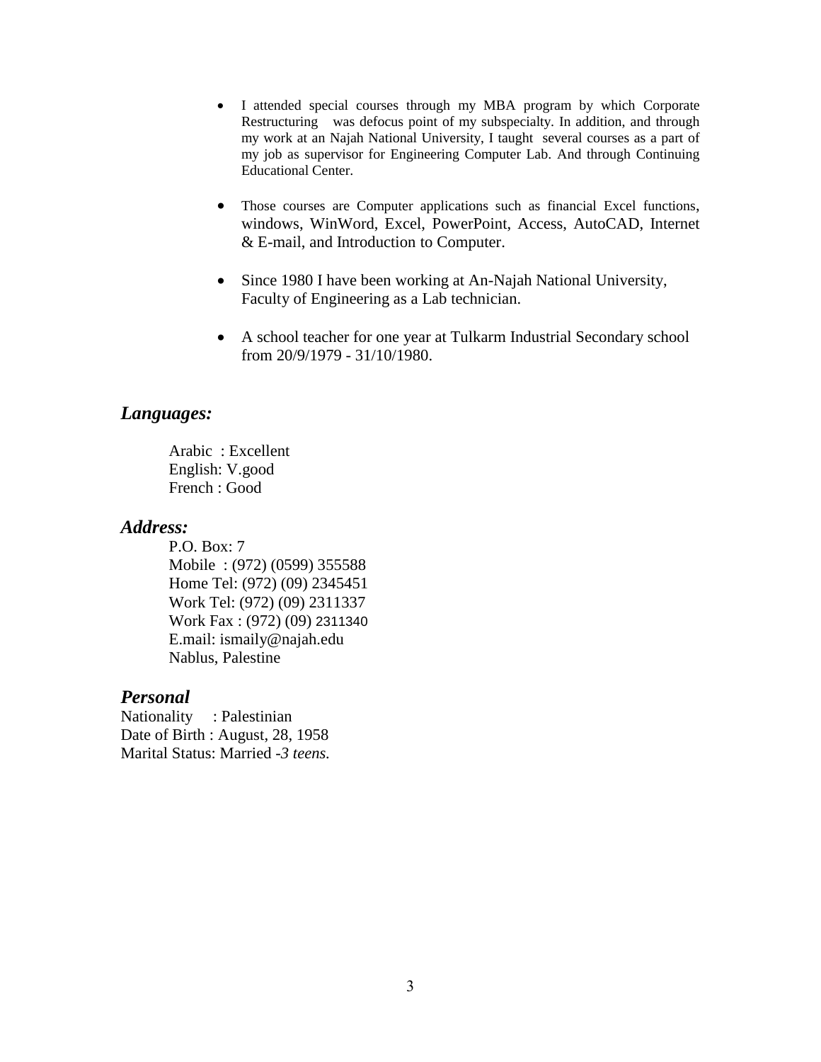- I attended special courses through my MBA program by which Corporate Restructuring was defocus point of my subspecialty. In addition, and through my work at an Najah National University, I taught several courses as a part of my job as supervisor for Engineering Computer Lab. And through Continuing Educational Center.

- Those courses are Computer applications such as financial Excel functions, windows, WinWord, Excel, PowerPoint, Access, AutoCAD, Internet & E-mail, and Introduction to Computer.

- Since 1980 I have been working at An-Najah National University, Faculty of Engineering as a Lab technician.

- A school teacher for one year at Tulkarm Industrial Secondary school from 20/9/1979 - 31/10/1980.

## *Languages:*

Arabic : Excellent
English: V.good
French : Good

## *Address:*

P.O. Box: 7
Mobile : (972) (0599) 355588
Home Tel: (972) (09) 2345451
Work Tel: (972) (09) 2311337
Work Fax : (972) (09) 2311340
E.mail: ismaily@najah.edu
Nablus, Palestine

## *Personal*

Nationality : Palestinian
Date of Birth : August, 28, 1958
Marital Status: Married -*3 teens.*